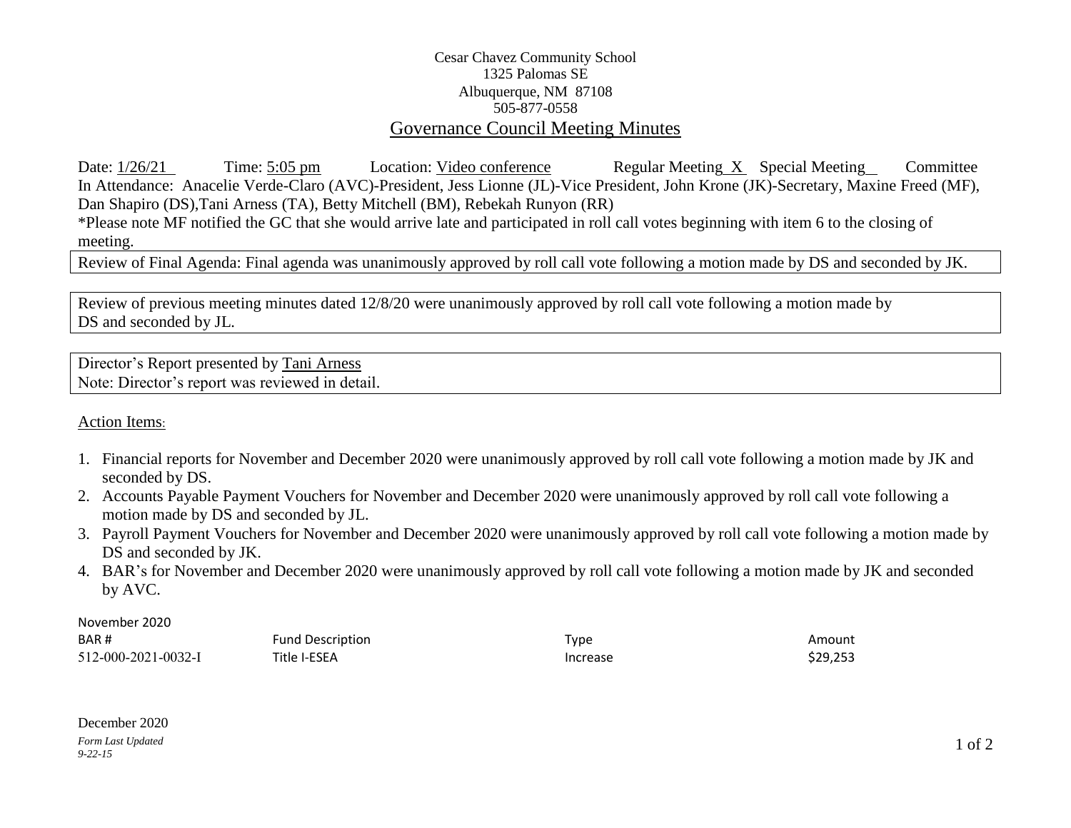Cesar Chavez Community School
1325 Palomas SE
Albuquerque, NM 87108
505-877-0558

# Governance Council Meeting Minutes

Date: 1/26/21 Time: 5:05 pm Location: Video conference Regular Meeting X Special Meeting Committee

In Attendance: Anacelie Verde-Claro (AVC)-President, Jess Lionne (JL)-Vice President, John Krone (JK)-Secretary, Maxine Freed (MF), Dan Shapiro (DS),Tani Arness (TA), Betty Mitchell (BM), Rebekah Runyon (RR)

*Please note MF notified the GC that she would arrive late and participated in roll call votes beginning with item 6 to the closing of meeting.

Review of Final Agenda: Final agenda was unanimously approved by roll call vote following a motion made by DS and seconded by JK.

Review of previous meeting minutes dated 12/8/20 were unanimously approved by roll call vote following a motion made by DS and seconded by JL.

Director's Report presented by Tani Arness
Note: Director's report was reviewed in detail.

Action Items:

1. Financial reports for November and December 2020 were unanimously approved by roll call vote following a motion made by JK and seconded by DS.
2. Accounts Payable Payment Vouchers for November and December 2020 were unanimously approved by roll call vote following a motion made by DS and seconded by JL.
3. Payroll Payment Vouchers for November and December 2020 were unanimously approved by roll call vote following a motion made by DS and seconded by JK.
4. BAR's for November and December 2020 were unanimously approved by roll call vote following a motion made by JK and seconded by AVC.

November 2020

| BAR # | Fund Description | Type | Amount |
|---|---|---|---|
| 512-000-2021-0032-I | Title I-ESEA | Increase | $29,253 |

December 2020

*Form Last Updated 9-22-15*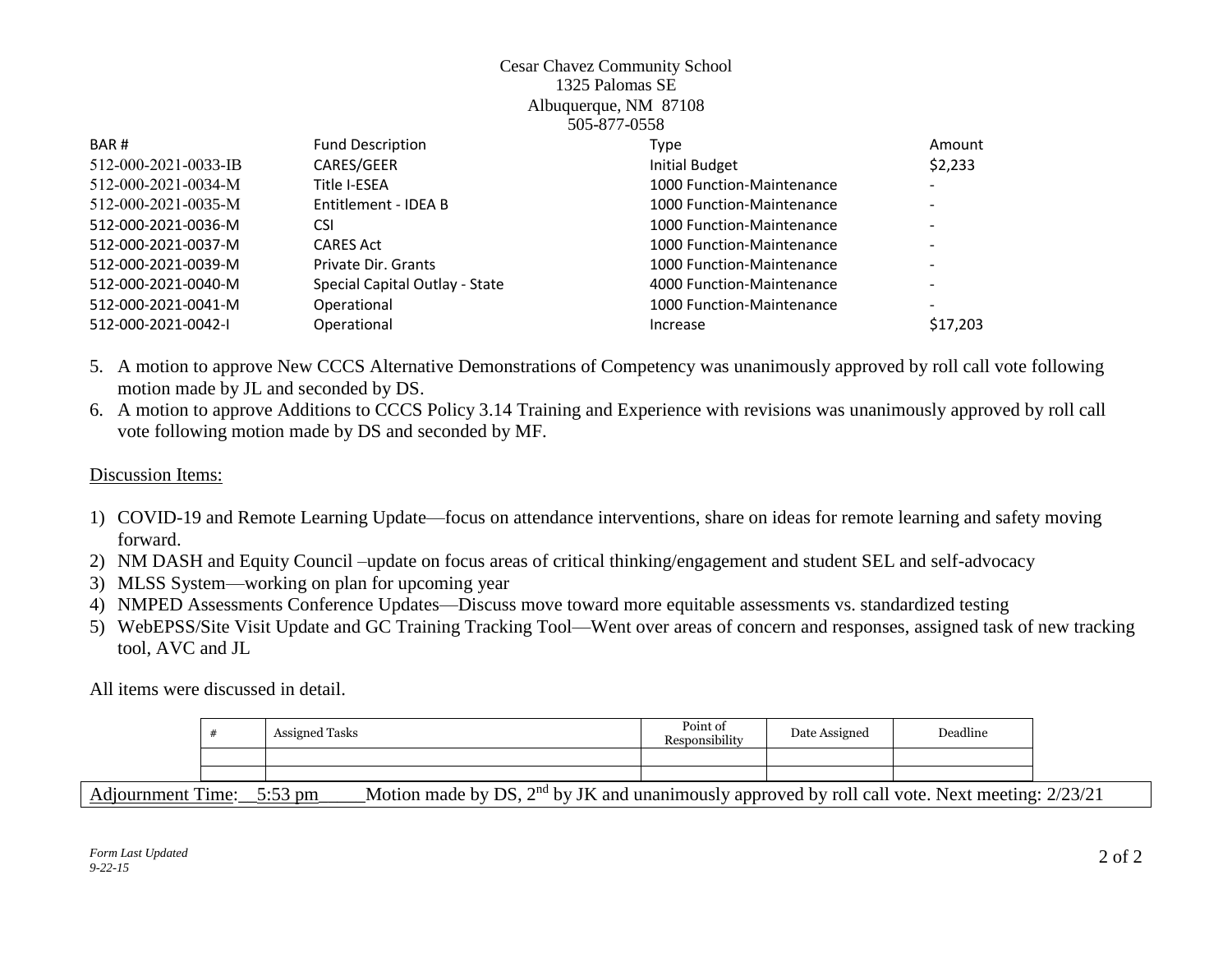Cesar Chavez Community School
1325 Palomas SE
Albuquerque, NM 87108
505-877-0558

| BAR # | Fund Description | Type | Amount |
|---|---|---|---|
| 512-000-2021-0033-IB | CARES/GEER | Initial Budget | $2,233 |
| 512-000-2021-0034-M | Title I-ESEA | 1000 Function-Maintenance | - |
| 512-000-2021-0035-M | Entitlement - IDEA B | 1000 Function-Maintenance | - |
| 512-000-2021-0036-M | CSI | 1000 Function-Maintenance | - |
| 512-000-2021-0037-M | CARES Act | 1000 Function-Maintenance | - |
| 512-000-2021-0039-M | Private Dir. Grants | 1000 Function-Maintenance | - |
| 512-000-2021-0040-M | Special Capital Outlay - State | 4000 Function-Maintenance | - |
| 512-000-2021-0041-M | Operational | 1000 Function-Maintenance | - |
| 512-000-2021-0042-I | Operational | Increase | $17,203 |

5. A motion to approve New CCCS Alternative Demonstrations of Competency was unanimously approved by roll call vote following motion made by JL and seconded by DS.
6. A motion to approve Additions to CCCS Policy 3.14 Training and Experience with revisions was unanimously approved by roll call vote following motion made by DS and seconded by MF.

Discussion Items:

1) COVID-19 and Remote Learning Update—focus on attendance interventions, share on ideas for remote learning and safety moving forward.
2) NM DASH and Equity Council –update on focus areas of critical thinking/engagement and student SEL and self-advocacy
3) MLSS System—working on plan for upcoming year
4) NMPED Assessments Conference Updates—Discuss move toward more equitable assessments vs. standardized testing
5) WebEPSS/Site Visit Update and GC Training Tracking Tool—Went over areas of concern and responses, assigned task of new tracking tool, AVC and JL

All items were discussed in detail.

| # | Assigned Tasks | Point of Responsibility | Date Assigned | Deadline |
|---|---|---|---|---|
| | | | | |
| | | | | |

Adjournment Time: 5:53 pm Motion made by DS, 2nd by JK and unanimously approved by roll call vote. Next meeting: 2/23/21

*Form Last Updated 9-22-15*